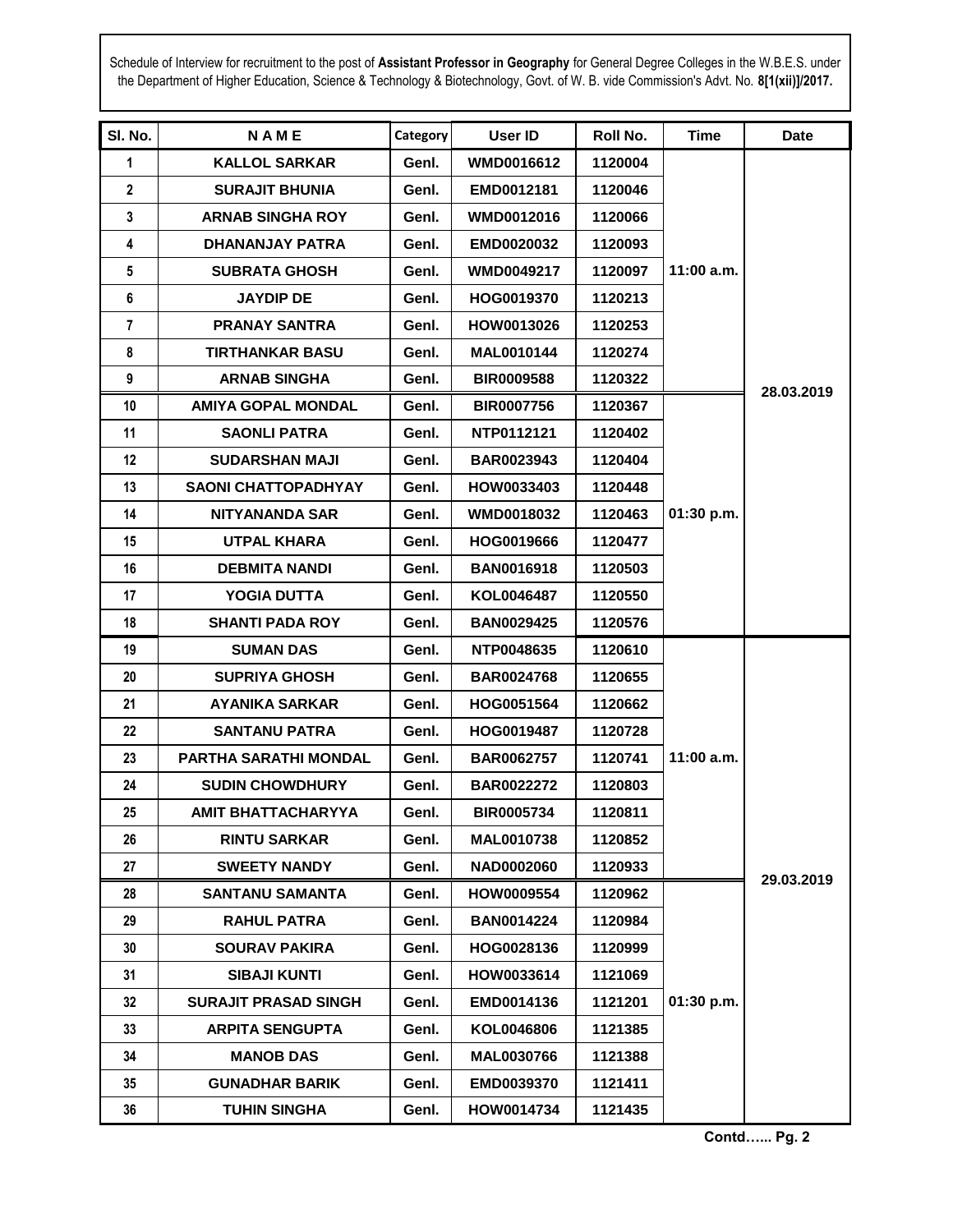Schedule of Interview for recruitment to the post of **Assistant Professor in Geography** for General Degree Colleges in the W.B.E.S. under the Department of Higher Education, Science & Technology & Biotechnology, Govt. of W. B. vide Commission's Advt. No. **8[1(xii)]/2017.**

| Sl. No. | N A M E | Category | User ID | Roll No. | Time | Date |
|---|---|---|---|---|---|---|
| 1 | KALLOL SARKAR | Genl. | WMD0016612 | 1120004 | 11:00 a.m. | 28.03.2019 |
| 2 | SURAJIT BHUNIA | Genl. | EMD0012181 | 1120046 | | |
| 3 | ARNAB SINGHA ROY | Genl. | WMD0012016 | 1120066 | | |
| 4 | DHANANJAY PATRA | Genl. | EMD0020032 | 1120093 | | |
| 5 | SUBRATA GHOSH | Genl. | WMD0049217 | 1120097 | | |
| 6 | JAYDIP DE | Genl. | HOG0019370 | 1120213 | | |
| 7 | PRANAY SANTRA | Genl. | HOW0013026 | 1120253 | | |
| 8 | TIRTHANKAR BASU | Genl. | MAL0010144 | 1120274 | | |
| 9 | ARNAB SINGHA | Genl. | BIR0009588 | 1120322 | | |
| 10 | AMIYA GOPAL MONDAL | Genl. | BIR0007756 | 1120367 | 01:30 p.m. | |
| 11 | SAONLI PATRA | Genl. | NTP0112121 | 1120402 | | |
| 12 | SUDARSHAN MAJI | Genl. | BAR0023943 | 1120404 | | |
| 13 | SAONI CHATTOPADHYAY | Genl. | HOW0033403 | 1120448 | | |
| 14 | NITYANANDA SAR | Genl. | WMD0018032 | 1120463 | | |
| 15 | UTPAL KHARA | Genl. | HOG0019666 | 1120477 | | |
| 16 | DEBMITA NANDI | Genl. | BAN0016918 | 1120503 | | |
| 17 | YOGIA DUTTA | Genl. | KOL0046487 | 1120550 | | |
| 18 | SHANTI PADA ROY | Genl. | BAN0029425 | 1120576 | | |
| 19 | SUMAN DAS | Genl. | NTP0048635 | 1120610 | 11:00 a.m. | 29.03.2019 |
| 20 | SUPRIYA GHOSH | Genl. | BAR0024768 | 1120655 | | |
| 21 | AYANIKA SARKAR | Genl. | HOG0051564 | 1120662 | | |
| 22 | SANTANU PATRA | Genl. | HOG0019487 | 1120728 | | |
| 23 | PARTHA SARATHI MONDAL | Genl. | BAR0062757 | 1120741 | | |
| 24 | SUDIN CHOWDHURY | Genl. | BAR0022272 | 1120803 | | |
| 25 | AMIT BHATTACHARYYA | Genl. | BIR0005734 | 1120811 | | |
| 26 | RINTU SARKAR | Genl. | MAL0010738 | 1120852 | | |
| 27 | SWEETY NANDY | Genl. | NAD0002060 | 1120933 | | |
| 28 | SANTANU SAMANTA | Genl. | HOW0009554 | 1120962 | 01:30 p.m. | |
| 29 | RAHUL PATRA | Genl. | BAN0014224 | 1120984 | | |
| 30 | SOURAV PAKIRA | Genl. | HOG0028136 | 1120999 | | |
| 31 | SIBAJI KUNTI | Genl. | HOW0033614 | 1121069 | | |
| 32 | SURAJIT PRASAD SINGH | Genl. | EMD0014136 | 1121201 | | |
| 33 | ARPITA SENGUPTA | Genl. | KOL0046806 | 1121385 | | |
| 34 | MANOB DAS | Genl. | MAL0030766 | 1121388 | | |
| 35 | GUNADHAR BARIK | Genl. | EMD0039370 | 1121411 | | |
| 36 | TUHIN SINGHA | Genl. | HOW0014734 | 1121435 | | |

**Contd…... Pg. 2**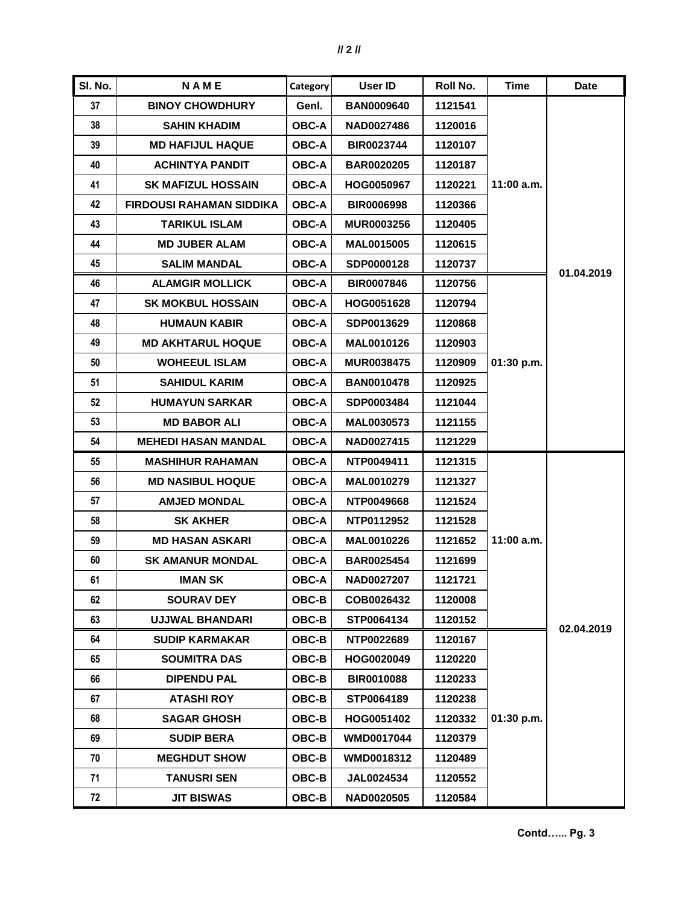| Sl. No. | N A M E | Category | User ID | Roll No. | Time | Date |
|---|---|---|---|---|---|---|
| 37 | BINOY CHOWDHURY | Genl. | BAN0009640 | 1121541 | 11:00 a.m. | 01.04.2019 |
| 38 | SAHIN KHADIM | OBC-A | NAD0027486 | 1120016 | | |
| 39 | MD HAFIJUL HAQUE | OBC-A | BIR0023744 | 1120107 | | |
| 40 | ACHINTYA PANDIT | OBC-A | BAR0020205 | 1120187 | | |
| 41 | SK MAFIZUL HOSSAIN | OBC-A | HOG0050967 | 1120221 | | |
| 42 | FIRDOUSI RAHAMAN SIDDIKA | OBC-A | BIR0006998 | 1120366 | | |
| 43 | TARIKUL ISLAM | OBC-A | MUR0003256 | 1120405 | | |
| 44 | MD JUBER ALAM | OBC-A | MAL0015005 | 1120615 | | |
| 45 | SALIM MANDAL | OBC-A | SDP0000128 | 1120737 | | |
| 46 | ALAMGIR MOLLICK | OBC-A | BIR0007846 | 1120756 | 01:30 p.m. | |
| 47 | SK MOKBUL HOSSAIN | OBC-A | HOG0051628 | 1120794 | | |
| 48 | HUMAUN KABIR | OBC-A | SDP0013629 | 1120868 | | |
| 49 | MD AKHTARUL HOQUE | OBC-A | MAL0010126 | 1120903 | | |
| 50 | WOHEEUL ISLAM | OBC-A | MUR0038475 | 1120909 | | |
| 51 | SAHIDUL KARIM | OBC-A | BAN0010478 | 1120925 | | |
| 52 | HUMAYUN SARKAR | OBC-A | SDP0003484 | 1121044 | | |
| 53 | MD BABOR ALI | OBC-A | MAL0030573 | 1121155 | | |
| 54 | MEHEDI HASAN MANDAL | OBC-A | NAD0027415 | 1121229 | | |
| 55 | MASHIHUR RAHAMAN | OBC-A | NTP0049411 | 1121315 | 11:00 a.m. | 02.04.2019 |
| 56 | MD NASIBUL HOQUE | OBC-A | MAL0010279 | 1121327 | | |
| 57 | AMJED MONDAL | OBC-A | NTP0049668 | 1121524 | | |
| 58 | SK AKHER | OBC-A | NTP0112952 | 1121528 | | |
| 59 | MD HASAN ASKARI | OBC-A | MAL0010226 | 1121652 | | |
| 60 | SK AMANUR MONDAL | OBC-A | BAR0025454 | 1121699 | | |
| 61 | IMAN SK | OBC-A | NAD0027207 | 1121721 | | |
| 62 | SOURAV DEY | OBC-B | COB0026432 | 1120008 | | |
| 63 | UJJWAL BHANDARI | OBC-B | STP0064134 | 1120152 | | |
| 64 | SUDIP KARMAKAR | OBC-B | NTP0022689 | 1120167 | 01:30 p.m. | |
| 65 | SOUMITRA DAS | OBC-B | HOG0020049 | 1120220 | | |
| 66 | DIPENDU PAL | OBC-B | BIR0010088 | 1120233 | | |
| 67 | ATASHI ROY | OBC-B | STP0064189 | 1120238 | | |
| 68 | SAGAR GHOSH | OBC-B | HOG0051402 | 1120332 | | |
| 69 | SUDIP BERA | OBC-B | WMD0017044 | 1120379 | | |
| 70 | MEGHDUT SHOW | OBC-B | WMD0018312 | 1120489 | | |
| 71 | TANUSRI SEN | OBC-B | JAL0024534 | 1120552 | | |
| 72 | JIT BISWAS | OBC-B | NAD0020505 | 1120584 | | |

**Contd…... Pg. 3**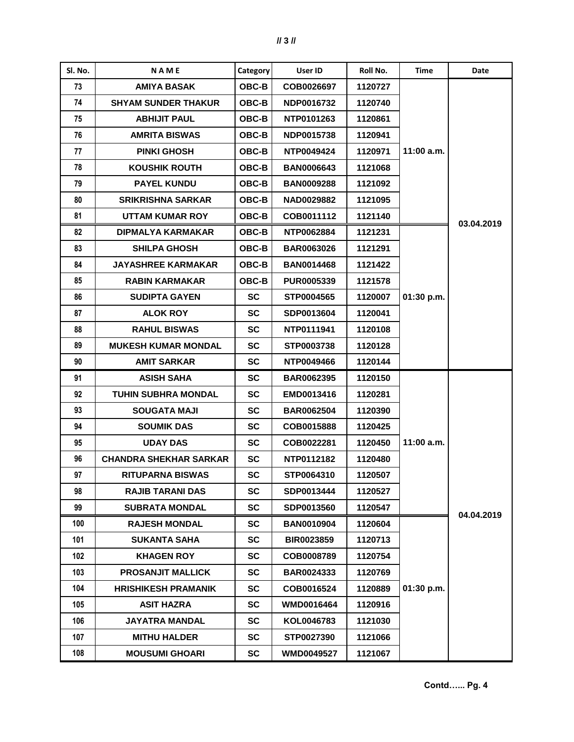| Sl. No. | N A M E | Category | User ID | Roll No. | Time | Date |
|---|---|---|---|---|---|---|
| 73 | AMIYA BASAK | OBC-B | COB0026697 | 1120727 | 11:00 a.m. | 03.04.2019 |
| 74 | SHYAM SUNDER THAKUR | OBC-B | NDP0016732 | 1120740 | | |
| 75 | ABHIJIT PAUL | OBC-B | NTP0101263 | 1120861 | | |
| 76 | AMRITA BISWAS | OBC-B | NDP0015738 | 1120941 | | |
| 77 | PINKI GHOSH | OBC-B | NTP0049424 | 1120971 | | |
| 78 | KOUSHIK ROUTH | OBC-B | BAN0006643 | 1121068 | | |
| 79 | PAYEL KUNDU | OBC-B | BAN0009288 | 1121092 | | |
| 80 | SRIKRISHNA SARKAR | OBC-B | NAD0029882 | 1121095 | | |
| 81 | UTTAM KUMAR ROY | OBC-B | COB0011112 | 1121140 | | |
| 82 | DIPMALYA KARMAKAR | OBC-B | NTP0062884 | 1121231 | 01:30 p.m. | |
| 83 | SHILPA GHOSH | OBC-B | BAR0063026 | 1121291 | | |
| 84 | JAYASHREE KARMAKAR | OBC-B | BAN0014468 | 1121422 | | |
| 85 | RABIN KARMAKAR | OBC-B | PUR0005339 | 1121578 | | |
| 86 | SUDIPTA GAYEN | SC | STP0004565 | 1120007 | | |
| 87 | ALOK ROY | SC | SDP0013604 | 1120041 | | |
| 88 | RAHUL BISWAS | SC | NTP0111941 | 1120108 | | |
| 89 | MUKESH KUMAR MONDAL | SC | STP0003738 | 1120128 | | |
| 90 | AMIT SARKAR | SC | NTP0049466 | 1120144 | | |
| 91 | ASISH SAHA | SC | BAR0062395 | 1120150 | 11:00 a.m. | 04.04.2019 |
| 92 | TUHIN SUBHRA MONDAL | SC | EMD0013416 | 1120281 | | |
| 93 | SOUGATA MAJI | SC | BAR0062504 | 1120390 | | |
| 94 | SOUMIK DAS | SC | COB0015888 | 1120425 | | |
| 95 | UDAY DAS | SC | COB0022281 | 1120450 | | |
| 96 | CHANDRA SHEKHAR SARKAR | SC | NTP0112182 | 1120480 | | |
| 97 | RITUPARNA BISWAS | SC | STP0064310 | 1120507 | | |
| 98 | RAJIB TARANI DAS | SC | SDP0013444 | 1120527 | | |
| 99 | SUBRATA MONDAL | SC | SDP0013560 | 1120547 | | |
| 100 | RAJESH MONDAL | SC | BAN0010904 | 1120604 | 01:30 p.m. | |
| 101 | SUKANTA SAHA | SC | BIR0023859 | 1120713 | | |
| 102 | KHAGEN ROY | SC | COB0008789 | 1120754 | | |
| 103 | PROSANJIT MALLICK | SC | BAR0024333 | 1120769 | | |
| 104 | HRISHIKESH PRAMANIK | SC | COB0016524 | 1120889 | | |
| 105 | ASIT HAZRA | SC | WMD0016464 | 1120916 | | |
| 106 | JAYATRA MANDAL | SC | KOL0046783 | 1121030 | | |
| 107 | MITHU HALDER | SC | STP0027390 | 1121066 | | |
| 108 | MOUSUMI GHOARI | SC | WMD0049527 | 1121067 | | |

**Contd…... Pg. 4**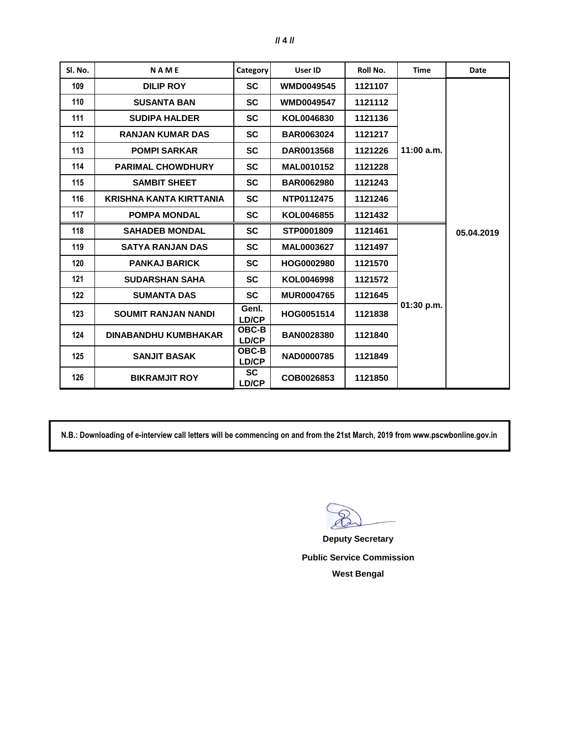| Sl. No. | N A M E | Category | User ID | Roll No. | Time | Date |
|---|---|---|---|---|---|---|
| 109 | DILIP ROY | SC | WMD0049545 | 1121107 | 11:00 a.m. | 05.04.2019 |
| 110 | SUSANTA BAN | SC | WMD0049547 | 1121112 | | |
| 111 | SUDIPA HALDER | SC | KOL0046830 | 1121136 | | |
| 112 | RANJAN KUMAR DAS | SC | BAR0063024 | 1121217 | | |
| 113 | POMPI SARKAR | SC | DAR0013568 | 1121226 | | |
| 114 | PARIMAL CHOWDHURY | SC | MAL0010152 | 1121228 | | |
| 115 | SAMBIT SHEET | SC | BAR0062980 | 1121243 | | |
| 116 | KRISHNA KANTA KIRTTANIA | SC | NTP0112475 | 1121246 | | |
| 117 | POMPA MONDAL | SC | KOL0046855 | 1121432 | | |
| 118 | SAHADEB MONDAL | SC | STP0001809 | 1121461 | 01:30 p.m. | |
| 119 | SATYA RANJAN DAS | SC | MAL0003627 | 1121497 | | |
| 120 | PANKAJ BARICK | SC | HOG0002980 | 1121570 | | |
| 121 | SUDARSHAN SAHA | SC | KOL0046998 | 1121572 | | |
| 122 | SUMANTA DAS | SC | MUR0004765 | 1121645 | | |
| 123 | SOUMIT RANJAN NANDI | Genl. LD/CP | HOG0051514 | 1121838 | | |
| 124 | DINABANDHU KUMBHAKAR | OBC-B LD/CP | BAN0028380 | 1121840 | | |
| 125 | SANJIT BASAK | OBC-B LD/CP | NAD0000785 | 1121849 | | |
| 126 | BIKRAMJIT ROY | SC LD/CP | COB0026853 | 1121850 | | |

**N.B.: Downloading of e-interview call letters will be commencing on and from the 21st March, 2019 from www.pscwbonline.gov.in**

**Deputy Secretary**

**Public Service Commission**

**West Bengal**